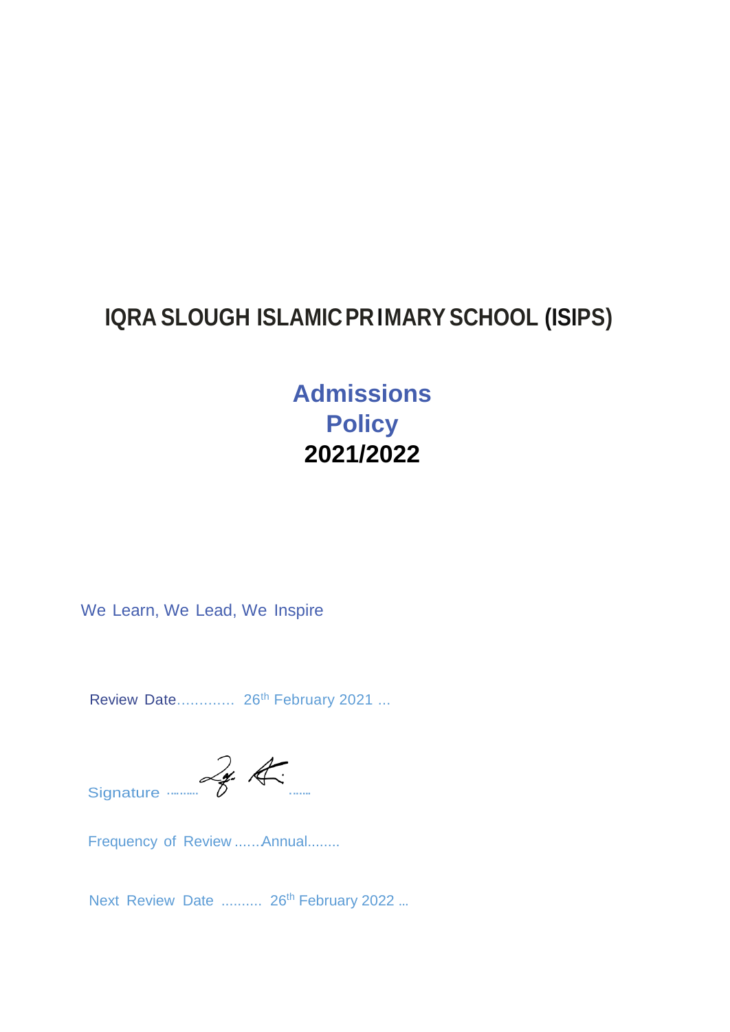# IQRA SLOUGH ISLAMIC PRIMARY SCHOOL (ISIPS)

## Admissions Policy

## 2021/2022

We Learn, We Lead, We Inspire

Review Date............. 26th February 2021 ...

Signature ..........  .......

Frequency of Review ......Annual........

Next Review Date .......... 26th February 2022 ...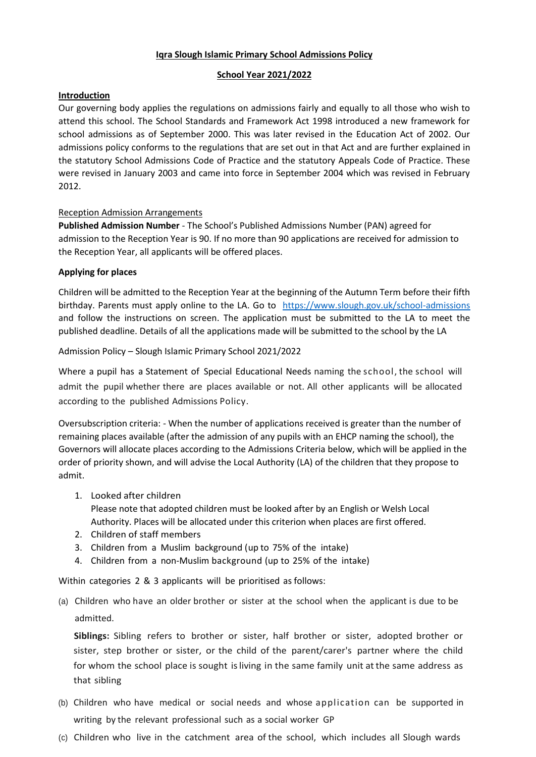**Iqra Slough Islamic Primary School Admissions Policy**

**School Year 2021/2022**

**Introduction**

Our governing body applies the regulations on admissions fairly and equally to all those who wish to attend this school. The School Standards and Framework Act 1998 introduced a new framework for school admissions as of September 2000. This was later revised in the Education Act of 2002. Our admissions policy conforms to the regulations that are set out in that Act and are further explained in the statutory School Admissions Code of Practice and the statutory Appeals Code of Practice. These were revised in January 2003 and came into force in September 2004 which was revised in February 2012.

Reception Admission Arrangements

**Published Admission Number** - The School's Published Admissions Number (PAN) agreed for admission to the Reception Year is 90. If no more than 90 applications are received for admission to the Reception Year, all applicants will be offered places.

**Applying for places**

Children will be admitted to the Reception Year at the beginning of the Autumn Term before their fifth birthday. Parents must apply online to the LA. Go to https://www.slough.gov.uk/school-admissions and follow the instructions on screen. The application must be submitted to the LA to meet the published deadline. Details of all the applications made will be submitted to the school by the LA

Admission Policy – Slough Islamic Primary School 2021/2022

Where a pupil has a Statement of Special Educational Needs naming the school, the school will admit the pupil whether there are places available or not. All other applicants will be allocated according to the published Admissions Policy.

Oversubscription criteria: - When the number of applications received is greater than the number of remaining places available (after the admission of any pupils with an EHCP naming the school), the Governors will allocate places according to the Admissions Criteria below, which will be applied in the order of priority shown, and will advise the Local Authority (LA) of the children that they propose to admit.

1. Looked after children
   Please note that adopted children must be looked after by an English or Welsh Local Authority. Places will be allocated under this criterion when places are first offered.
2. Children of staff members
3. Children from a Muslim background (up to 75% of the intake)
4. Children from a non-Muslim background (up to 25% of the intake)

Within categories 2 & 3 applicants will be prioritised as follows:

(a) Children who have an older brother or sister at the school when the applicant is due to be admitted.

   **Siblings:** Sibling refers to brother or sister, half brother or sister, adopted brother or sister, step brother or sister, or the child of the parent/carer's partner where the child for whom the school place is sought is living in the same family unit at the same address as that sibling

(b) Children who have medical or social needs and whose application can be supported in writing by the relevant professional such as a social worker GP

(c) Children who live in the catchment area of the school, which includes all Slough wards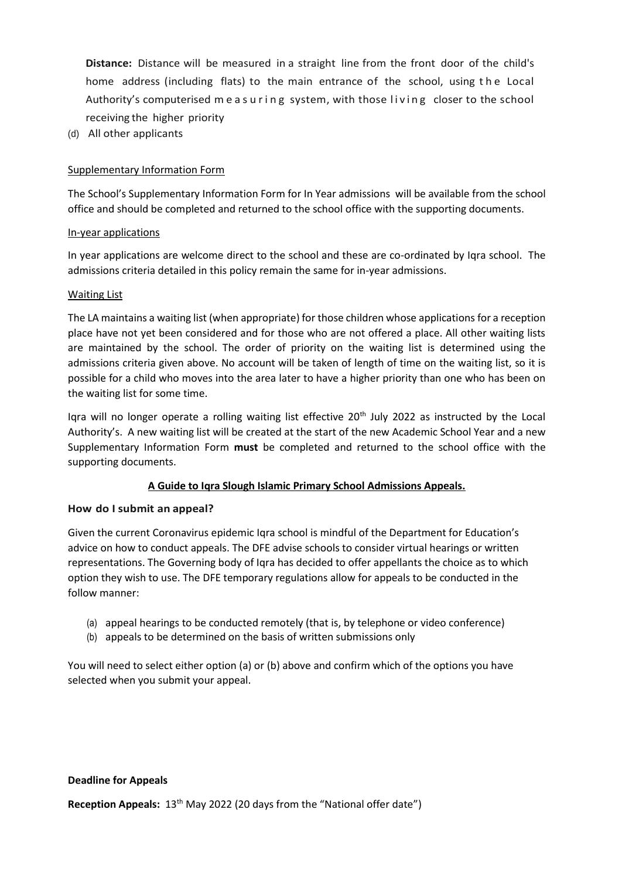**Distance:** Distance will be measured in a straight line from the front door of the child's home address (including flats) to the main entrance of the school, using the Local Authority's computerised measuring system, with those living closer to the school receiving the higher priority

(d) All other applicants

Supplementary Information Form

The School's Supplementary Information Form for In Year admissions will be available from the school office and should be completed and returned to the school office with the supporting documents.

In-year applications

In year applications are welcome direct to the school and these are co-ordinated by Iqra school. The admissions criteria detailed in this policy remain the same for in-year admissions.

Waiting List

The LA maintains a waiting list (when appropriate) for those children whose applications for a reception place have not yet been considered and for those who are not offered a place. All other waiting lists are maintained by the school. The order of priority on the waiting list is determined using the admissions criteria given above. No account will be taken of length of time on the waiting list, so it is possible for a child who moves into the area later to have a higher priority than one who has been on the waiting list for some time.

Iqra will no longer operate a rolling waiting list effective 20th July 2022 as instructed by the Local Authority's. A new waiting list will be created at the start of the new Academic School Year and a new Supplementary Information Form **must** be completed and returned to the school office with the supporting documents.

**A Guide to Iqra Slough Islamic Primary School Admissions Appeals.**

**How do I submit an appeal?**

Given the current Coronavirus epidemic Iqra school is mindful of the Department for Education's advice on how to conduct appeals. The DFE advise schools to consider virtual hearings or written representations. The Governing body of Iqra has decided to offer appellants the choice as to which option they wish to use. The DFE temporary regulations allow for appeals to be conducted in the follow manner:

(a) appeal hearings to be conducted remotely (that is, by telephone or video conference)
(b) appeals to be determined on the basis of written submissions only

You will need to select either option (a) or (b) above and confirm which of the options you have selected when you submit your appeal.

**Deadline for Appeals**

**Reception Appeals:** 13th May 2022 (20 days from the "National offer date")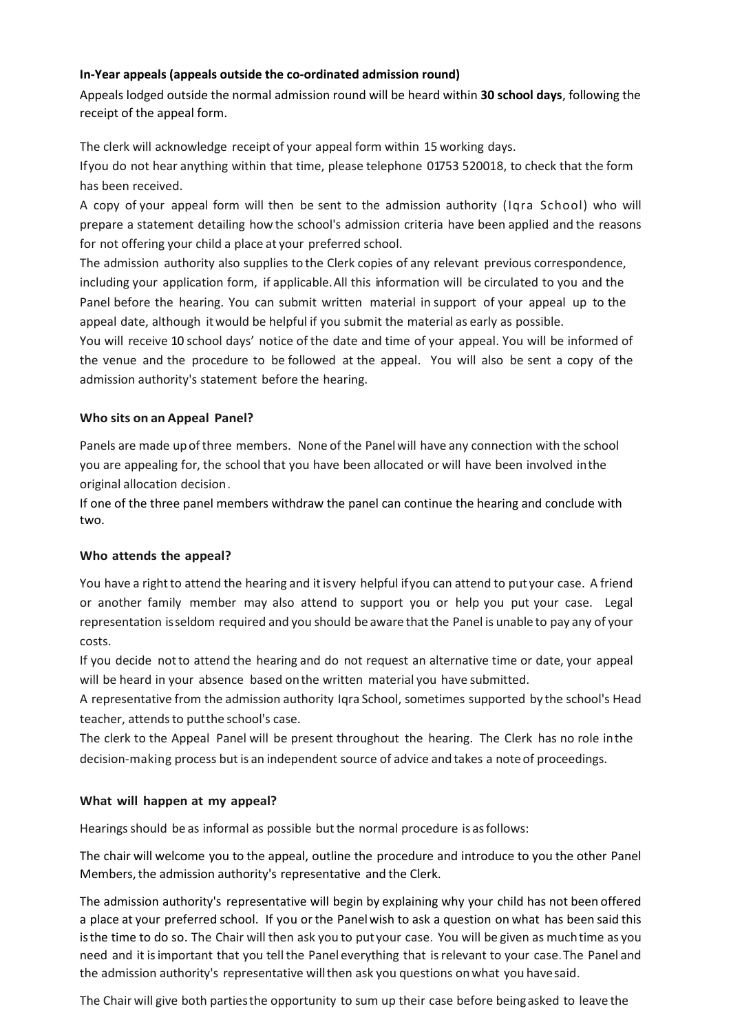### In-Year appeals (appeals outside the co-ordinated admission round)

Appeals lodged outside the normal admission round will be heard within **30 school days**, following the receipt of the appeal form.

The clerk will acknowledge receipt of your appeal form within 15 working days.

If you do not hear anything within that time, please telephone 01753 520018, to check that the form has been received.

A copy of your appeal form will then be sent to the admission authority (Iqra School) who will prepare a statement detailing how the school's admission criteria have been applied and the reasons for not offering your child a place at your preferred school.

The admission authority also supplies to the Clerk copies of any relevant previous correspondence, including your application form, if applicable. All this information will be circulated to you and the Panel before the hearing. You can submit written material in support of your appeal up to the appeal date, although it would be helpful if you submit the material as early as possible.

You will receive 10 school days' notice of the date and time of your appeal. You will be informed of the venue and the procedure to be followed at the appeal. You will also be sent a copy of the admission authority's statement before the hearing.

### Who sits on an Appeal Panel?

Panels are made up of three members. None of the Panel will have any connection with the school you are appealing for, the school that you have been allocated or will have been involved in the original allocation decision.

If one of the three panel members withdraw the panel can continue the hearing and conclude with two.

### Who attends the appeal?

You have a right to attend the hearing and it is very helpful if you can attend to put your case. A friend or another family member may also attend to support you or help you put your case. Legal representation is seldom required and you should be aware that the Panel is unable to pay any of your costs.

If you decide not to attend the hearing and do not request an alternative time or date, your appeal will be heard in your absence based on the written material you have submitted.

A representative from the admission authority Iqra School, sometimes supported by the school's Head teacher, attends to put the school's case.

The clerk to the Appeal Panel will be present throughout the hearing. The Clerk has no role in the decision-making process but is an independent source of advice and takes a note of proceedings.

### What will happen at my appeal?

Hearings should be as informal as possible but the normal procedure is as follows:

The chair will welcome you to the appeal, outline the procedure and introduce to you the other Panel Members, the admission authority's representative and the Clerk.

The admission authority's representative will begin by explaining why your child has not been offered a place at your preferred school. If you or the Panel wish to ask a question on what has been said this is the time to do so. The Chair will then ask you to put your case. You will be given as much time as you need and it is important that you tell the Panel everything that is relevant to your case. The Panel and the admission authority's representative will then ask you questions on what you have said.

The Chair will give both parties the opportunity to sum up their case before being asked to leave the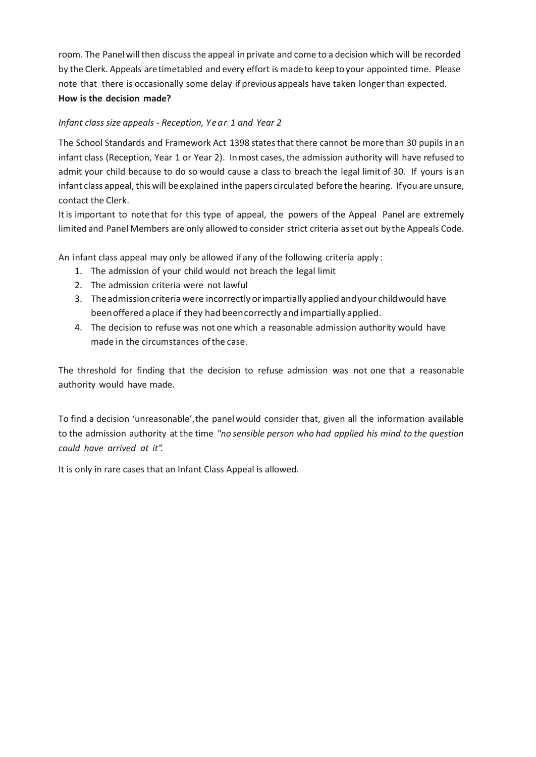room. The Panel will then discuss the appeal in private and come to a decision which will be recorded by the Clerk. Appeals are timetabled and every effort is made to keep to your appointed time. Please note that there is occasionally some delay if previous appeals have taken longer than expected.

**How is the decision made?**

*Infant class size appeals - Reception, Year 1 and Year 2*

The School Standards and Framework Act 1398 states that there cannot be more than 30 pupils in an infant class (Reception, Year 1 or Year 2). In most cases, the admission authority will have refused to admit your child because to do so would cause a class to breach the legal limit of 30. If yours is an infant class appeal, this will be explained in the papers circulated before the hearing. If you are unsure, contact the Clerk.

It is important to note that for this type of appeal, the powers of the Appeal Panel are extremely limited and Panel Members are only allowed to consider strict criteria as set out by the Appeals Code.

An infant class appeal may only be allowed if any of the following criteria apply:

1. The admission of your child would not breach the legal limit
2. The admission criteria were not lawful
3. The admission criteria were incorrectly or impartially applied and your child would have been offered a place if they had been correctly and impartially applied.
4. The decision to refuse was not one which a reasonable admission authority would have made in the circumstances of the case.

The threshold for finding that the decision to refuse admission was not one that a reasonable authority would have made.

To find a decision 'unreasonable', the panel would consider that, given all the information available to the admission authority at the time *"no sensible person who had applied his mind to the question could have arrived at it".*

It is only in rare cases that an Infant Class Appeal is allowed.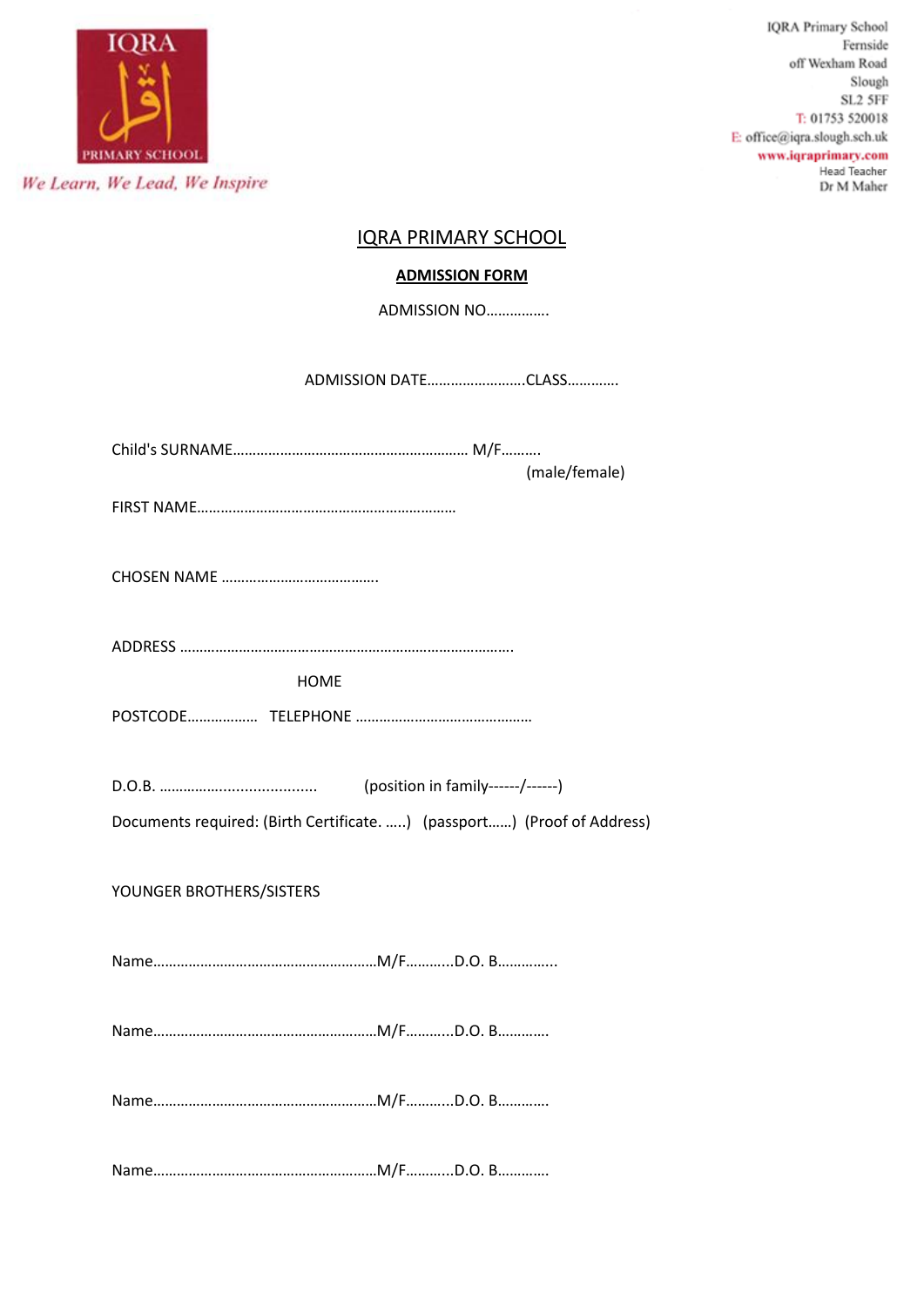IQRA

PRIMARY SCHOOL

*We Learn, We Lead, We Inspire*

IQRA Primary School
Fernside
off Wexham Road
Slough
SL2 5FF
T: 01753 520018
E: office@iqra.slough.sch.uk
**www.iqraprimary.com**
Head Teacher
Dr M Maher

# IQRA PRIMARY SCHOOL

## ADMISSION FORM

ADMISSION NO…………….

ADMISSION DATE…………………….CLASS…………

Child's SURNAME…………………………………………………… M/F……….
(male/female)

FIRST NAME…………………………………………………………

CHOSEN NAME ………………………………….

ADDRESS ………………………………………………………………………….

HOME

POSTCODE……………… TELEPHONE ………………………………………

D.O.B. ………………................... (position in family------/------)

Documents required: (Birth Certificate. …..) (passport……) (Proof of Address)

YOUNGER BROTHERS/SISTERS

Name…………………………………………………M/F………..D.O. B…………..

Name…………………………………………………M/F………..D.O. B…………

Name…………………………………………………M/F………..D.O. B…………

Name…………………………………………………M/F………..D.O. B…………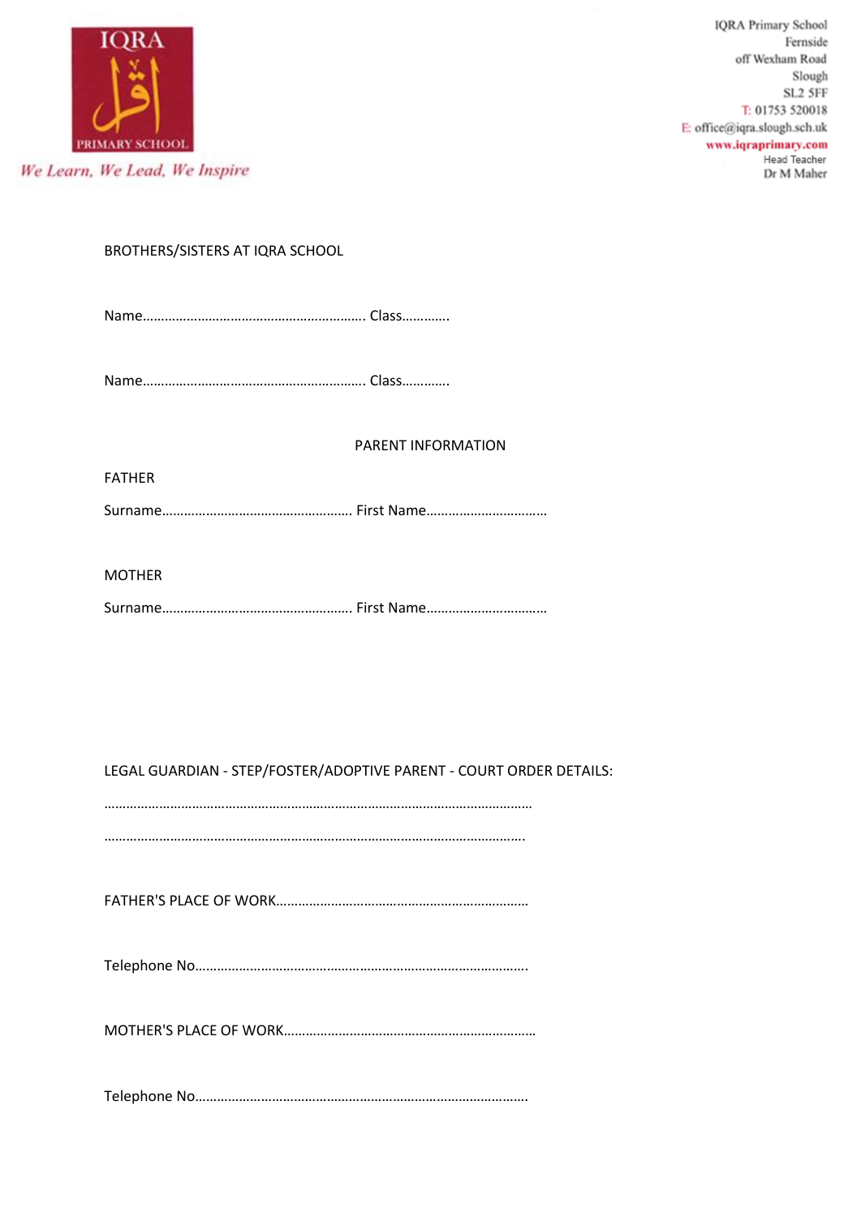IQRA
PRIMARY SCHOOL

*We Learn, We Lead, We Inspire*

IQRA Primary School
Fernside
off Wexham Road
Slough
SL2 5FF
T: 01753 520018
E: office@iqra.slough.sch.uk
www.iqraprimary.com
Head Teacher
Dr M Maher

BROTHERS/SISTERS AT IQRA SCHOOL

Name……………………………………………………. Class…………..

Name……………………………………………………. Class…………..

PARENT INFORMATION

FATHER

Surname……………………………………………. First Name……………………………

MOTHER

Surname……………………………………………. First Name……………………………

LEGAL GUARDIAN - STEP/FOSTER/ADOPTIVE PARENT - COURT ORDER DETAILS:

……………………………………………………………………………………………………

……………………………………………………………………………………………………

FATHER'S PLACE OF WORK……………………………………………………………

Telephone No………………………………………………………………………………

MOTHER'S PLACE OF WORK……………………………………………………………

Telephone No………………………………………………………………………………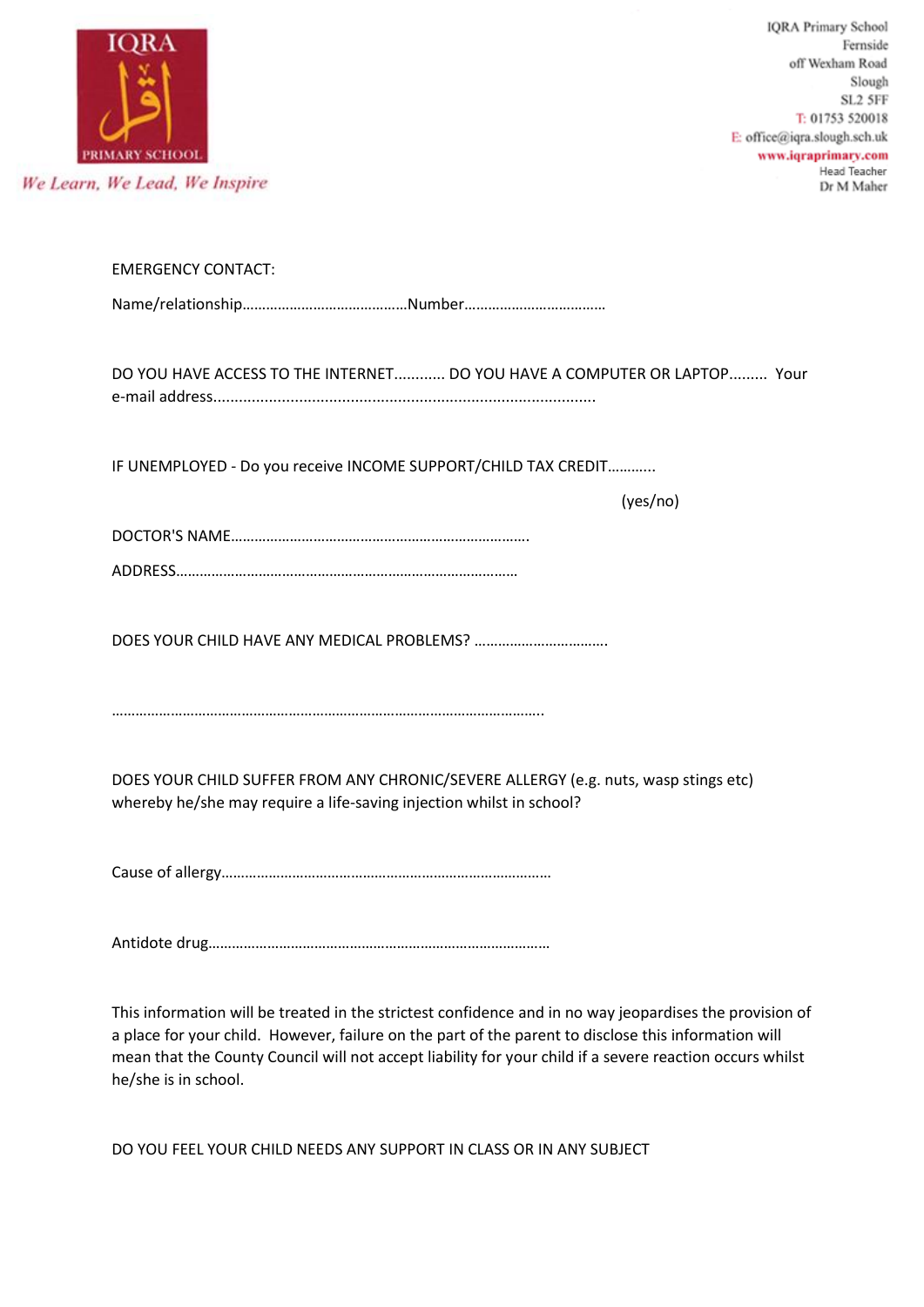IQRA Primary School
Fernside
off Wexham Road
Slough
SL2 5FF
T: 01753 520018
E: office@iqra.slough.sch.uk
www.iqraprimary.com
Head Teacher
Dr M Maher

IQRA PRIMARY SCHOOL

*We Learn, We Lead, We Inspire*

EMERGENCY CONTACT:

Name/relationship……………………………………Number………………………………

DO YOU HAVE ACCESS TO THE INTERNET............ DO YOU HAVE A COMPUTER OR LAPTOP......... Your e-mail address.........................................................................................

IF UNEMPLOYED - Do you receive INCOME SUPPORT/CHILD TAX CREDIT………..

(yes/no)

DOCTOR'S NAME…………………………………………………………………..

ADDRESS……………………………………………………………………………

DOES YOUR CHILD HAVE ANY MEDICAL PROBLEMS? …………………………….

…………………………………………………………………………………………….

DOES YOUR CHILD SUFFER FROM ANY CHRONIC/SEVERE ALLERGY (e.g. nuts, wasp stings etc) whereby he/she may require a life-saving injection whilst in school?

Cause of allergy…………………………………………………………………………

Antidote drug……………………………………………………………………………

This information will be treated in the strictest confidence and in no way jeopardises the provision of a place for your child. However, failure on the part of the parent to disclose this information will mean that the County Council will not accept liability for your child if a severe reaction occurs whilst he/she is in school.

DO YOU FEEL YOUR CHILD NEEDS ANY SUPPORT IN CLASS OR IN ANY SUBJECT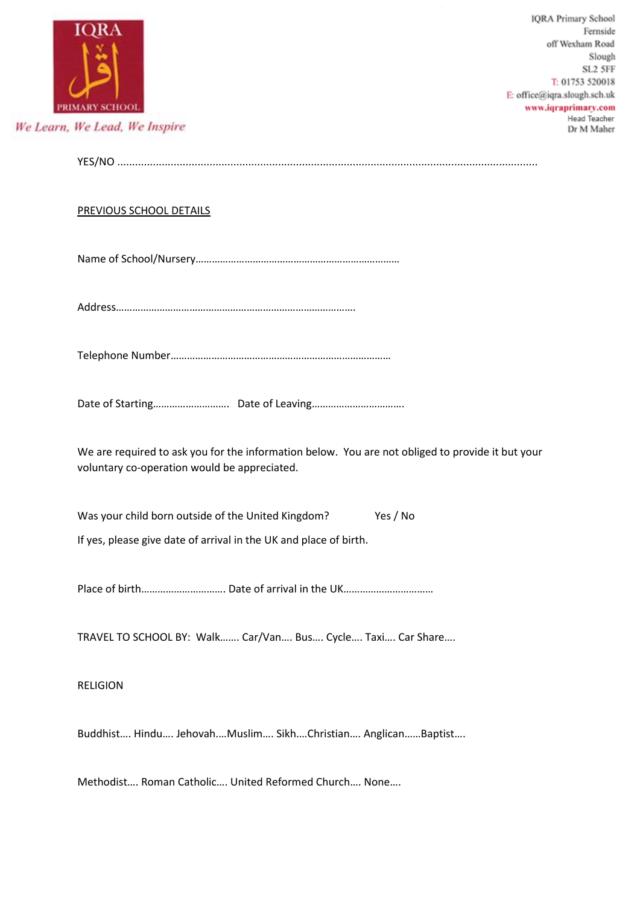IQRA PRIMARY SCHOOL

*We Learn, We Lead, We Inspire*

IQRA Primary School
Fernside
off Wexham Road
Slough
SL2 5FF
T: 01753 520018
E: office@iqra.slough.sch.uk
www.iqraprimary.com
Head Teacher
Dr M Maher

YES/NO ……………………………………………………………………………………………………………………………………

<u>PREVIOUS SCHOOL DETAILS</u>

Name of School/Nursery………………………………………………………………

Address…………………………………………………………………………….

Telephone Number……………………………………………………………………

Date of Starting………………………. Date of Leaving…………………………….

We are required to ask you for the information below. You are not obliged to provide it but your voluntary co-operation would be appreciated.

Was your child born outside of the United Kingdom? Yes / No

If yes, please give date of arrival in the UK and place of birth.

Place of birth…………………………. Date of arrival in the UK……………………………

TRAVEL TO SCHOOL BY: Walk……. Car/Van…. Bus…. Cycle…. Taxi…. Car Share….

RELIGION

Buddhist…. Hindu…. Jehovah….Muslim…. Sikh….Christian…. Anglican……Baptist….

Methodist…. Roman Catholic…. United Reformed Church…. None….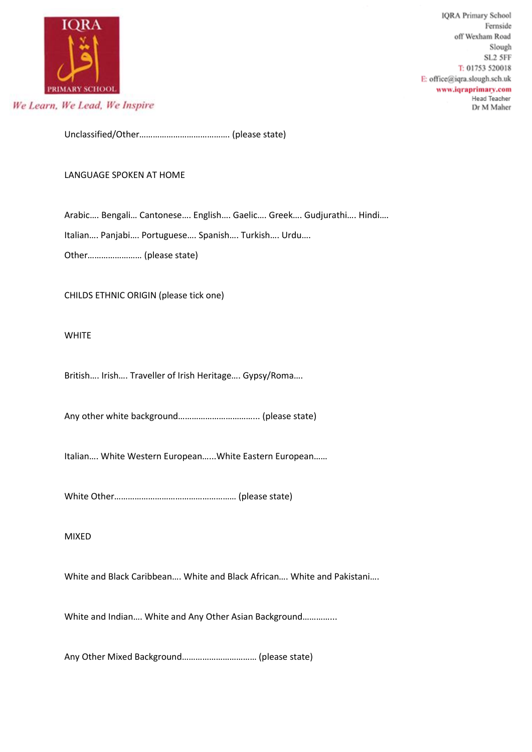Unclassified/Other………………………………… (please state)

LANGUAGE SPOKEN AT HOME

Arabic…. Bengali… Cantonese…. English…. Gaelic…. Greek…. Gudjurathi…. Hindi….

Italian…. Panjabi…. Portuguese…. Spanish…. Turkish…. Urdu….

Other…………………… (please state)

CHILDS ETHNIC ORIGIN (please tick one)

WHITE

British…. Irish…. Traveller of Irish Heritage…. Gypsy/Roma….

Any other white background…………………………….. (please state)

Italian…. White Western European……White Eastern European……

White Other……………………………………………… (please state)

MIXED

White and Black Caribbean…. White and Black African…. White and Pakistani….

White and Indian…. White and Any Other Asian Background…………..

Any Other Mixed Background…………………………… (please state)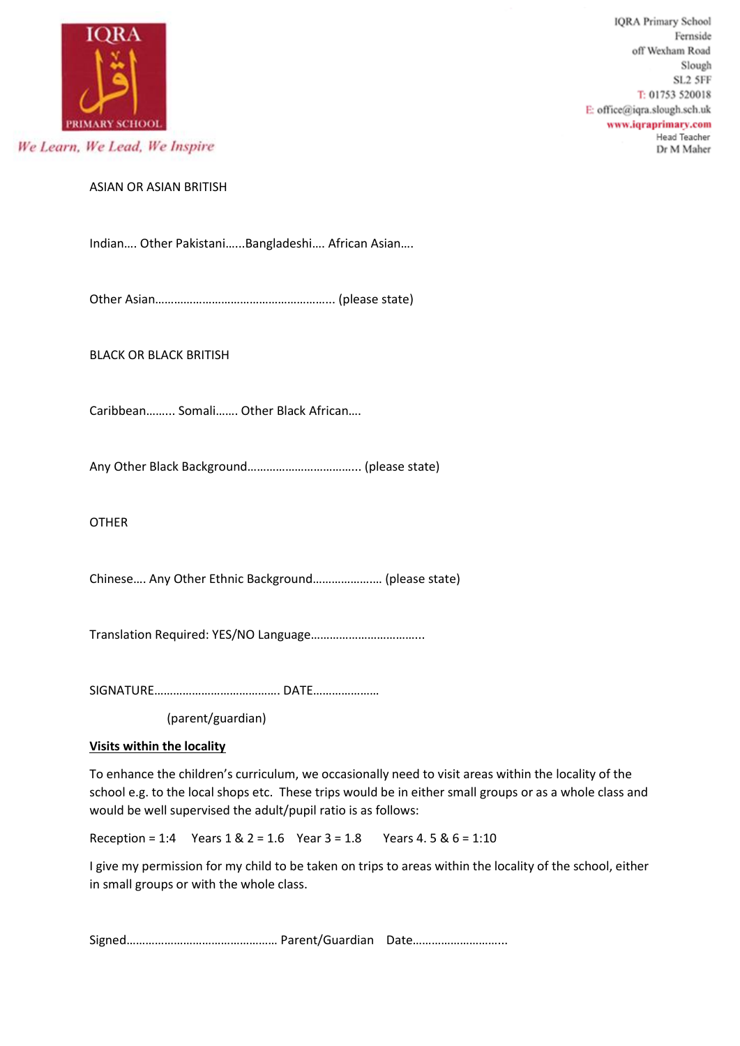IQRA Primary School
Fernside
off Wexham Road
Slough
SL2 5FF
T: 01753 520018
E: office@iqra.slough.sch.uk
www.iqraprimary.com
Head Teacher
Dr M Maher

IQRA PRIMARY SCHOOL

*We Learn, We Lead, We Inspire*

ASIAN OR ASIAN BRITISH

Indian…. Other Pakistani……Bangladeshi…. African Asian….

Other Asian……………………………………………….. (please state)

BLACK OR BLACK BRITISH

Caribbean……... Somali……. Other Black African….

Any Other Black Background…………………………….. (please state)

OTHER

Chinese…. Any Other Ethnic Background…………………. (please state)

Translation Required: YES/NO Language……………………………..

SIGNATURE…………………………………. DATE…………………

(parent/guardian)

**Visits within the locality**

To enhance the children's curriculum, we occasionally need to visit areas within the locality of the school e.g. to the local shops etc. These trips would be in either small groups or as a whole class and would be well supervised the adult/pupil ratio is as follows:

Reception = 1:4 Years 1 & 2 = 1.6 Year 3 = 1.8 Years 4. 5 & 6 = 1:10

I give my permission for my child to be taken on trips to areas within the locality of the school, either in small groups or with the whole class.

Signed………………………………………… Parent/Guardian Date………………………..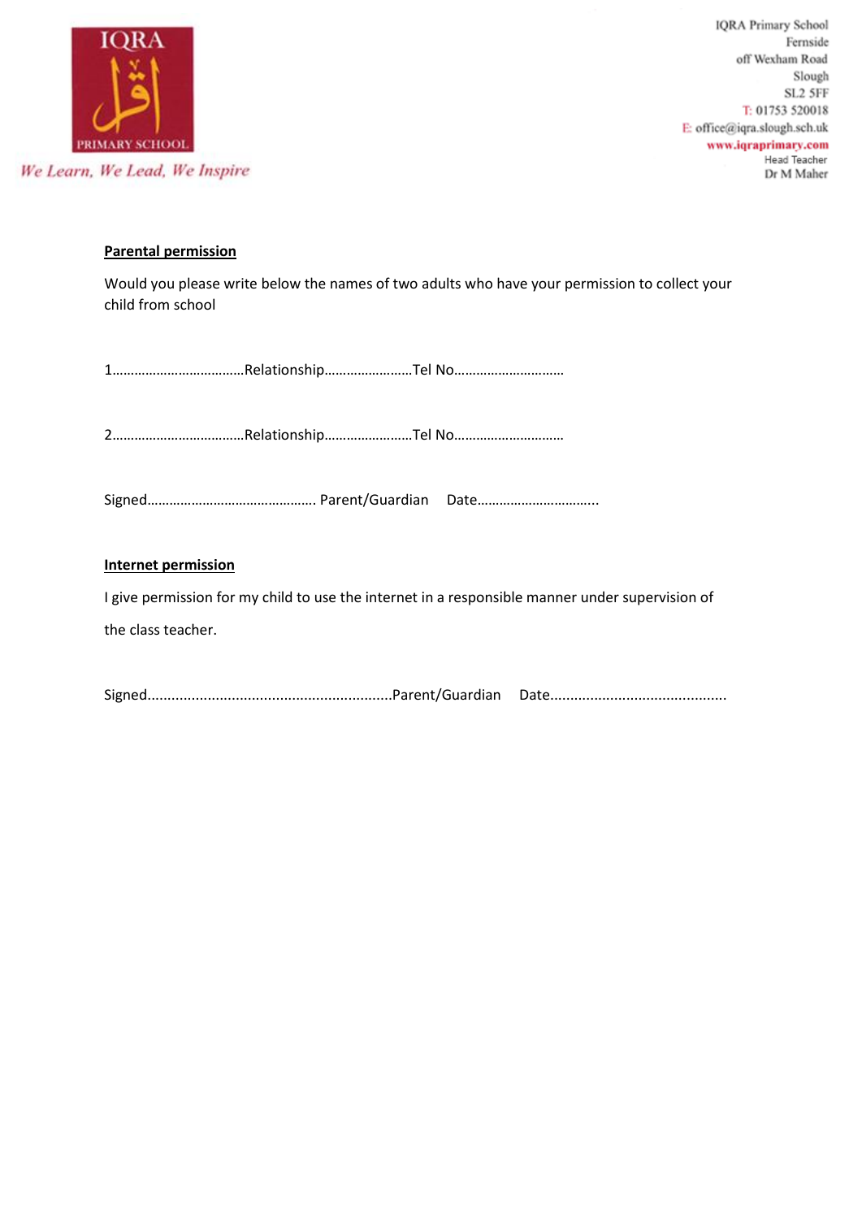IQRA PRIMARY SCHOOL

We Learn, We Lead, We Inspire

IQRA Primary School
Fernside
off Wexham Road
Slough
SL2 5FF
T: 01753 520018
E: office@iqra.slough.sch.uk
www.iqraprimary.com
Head Teacher
Dr M Maher

**Parental permission**

Would you please write below the names of two adults who have your permission to collect your child from school

1………………………………Relationship……………………Tel No…………………………

2………………………………Relationship……………………Tel No…………………………

Signed……………………………………… Parent/Guardian   Date…………………………..

**Internet permission**

I give permission for my child to use the internet in a responsible manner under supervision of the class teacher.

Signed............................................................Parent/Guardian   Date...........................................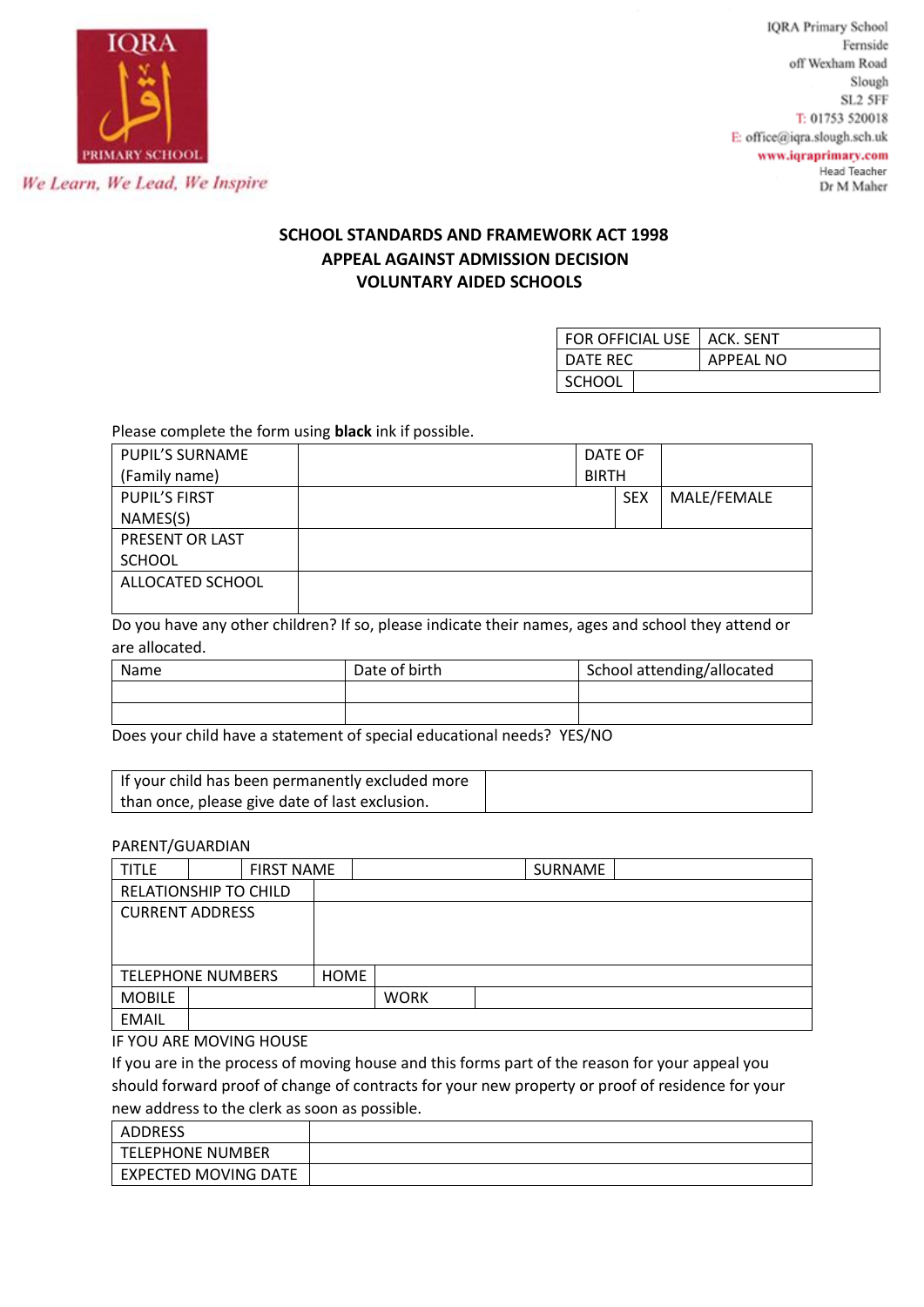IQRA
PRIMARY SCHOOL
*We Learn, We Lead, We Inspire*

IQRA Primary School
Fernside
off Wexham Road
Slough
SL2 5FF
T: 01753 520018
E: office@iqra.slough.sch.uk
www.iqraprimary.com
Head Teacher
Dr M Maher

## SCHOOL STANDARDS AND FRAMEWORK ACT 1998
## APPEAL AGAINST ADMISSION DECISION
## VOLUNTARY AIDED SCHOOLS

| FOR OFFICIAL USE | ACK. SENT |
|---|---|
| DATE REC | APPEAL NO |
| SCHOOL | |

Please complete the form using **black** ink if possible.

| PUPIL'S SURNAME (Family name) | | DATE OF BIRTH | |
|---|---|---|---|
| PUPIL'S FIRST NAME(S) | | SEX | MALE/FEMALE |
| PRESENT OR LAST SCHOOL | | | |
| ALLOCATED SCHOOL | | | |

Do you have any other children? If so, please indicate their names, ages and school they attend or are allocated.

| Name | Date of birth | School attending/allocated |
|---|---|---|
| | | |
| | | |

Does your child have a statement of special educational needs? YES/NO

| If your child has been permanently excluded more than once, please give date of last exclusion. | |
|---|---|

PARENT/GUARDIAN

| TITLE | | FIRST NAME | | SURNAME | |
|---|---|---|---|---|---|
| RELATIONSHIP TO CHILD | | | | | |
| CURRENT ADDRESS | | | | | |
| TELEPHONE NUMBERS | HOME | | | | |
| MOBILE | | WORK | | | |
| EMAIL | | | | | |

IF YOU ARE MOVING HOUSE

If you are in the process of moving house and this forms part of the reason for your appeal you should forward proof of change of contracts for your new property or proof of residence for your new address to the clerk as soon as possible.

| ADDRESS | |
|---|---|
| TELEPHONE NUMBER | |
| EXPECTED MOVING DATE | |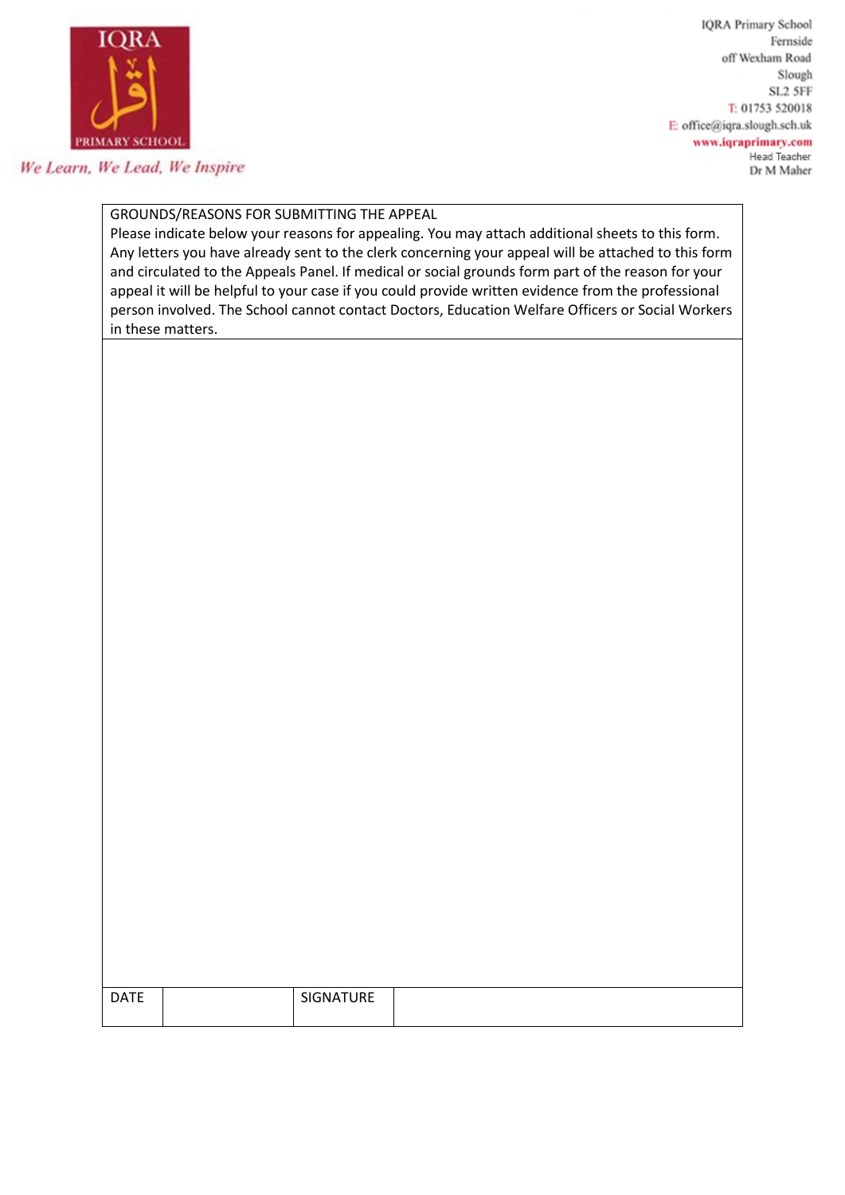IQRA PRIMARY SCHOOL

*We Learn, We Lead, We Inspire*

IQRA Primary School
Fernside
off Wexham Road
Slough
SL2 5FF
T: 01753 520018
E: office@iqra.slough.sch.uk
www.iqraprimary.com
Head Teacher
Dr M Maher

| GROUNDS/REASONS FOR SUBMITTING THE APPEAL<br>Please indicate below your reasons for appealing. You may attach additional sheets to this form. Any letters you have already sent to the clerk concerning your appeal will be attached to this form and circulated to the Appeals Panel. If medical or social grounds form part of the reason for your appeal it will be helpful to your case if you could provide written evidence from the professional person involved. The School cannot contact Doctors, Education Welfare Officers or Social Workers in these matters. | | | |
|---|---|---|---|
| | | | |
| DATE | | SIGNATURE | |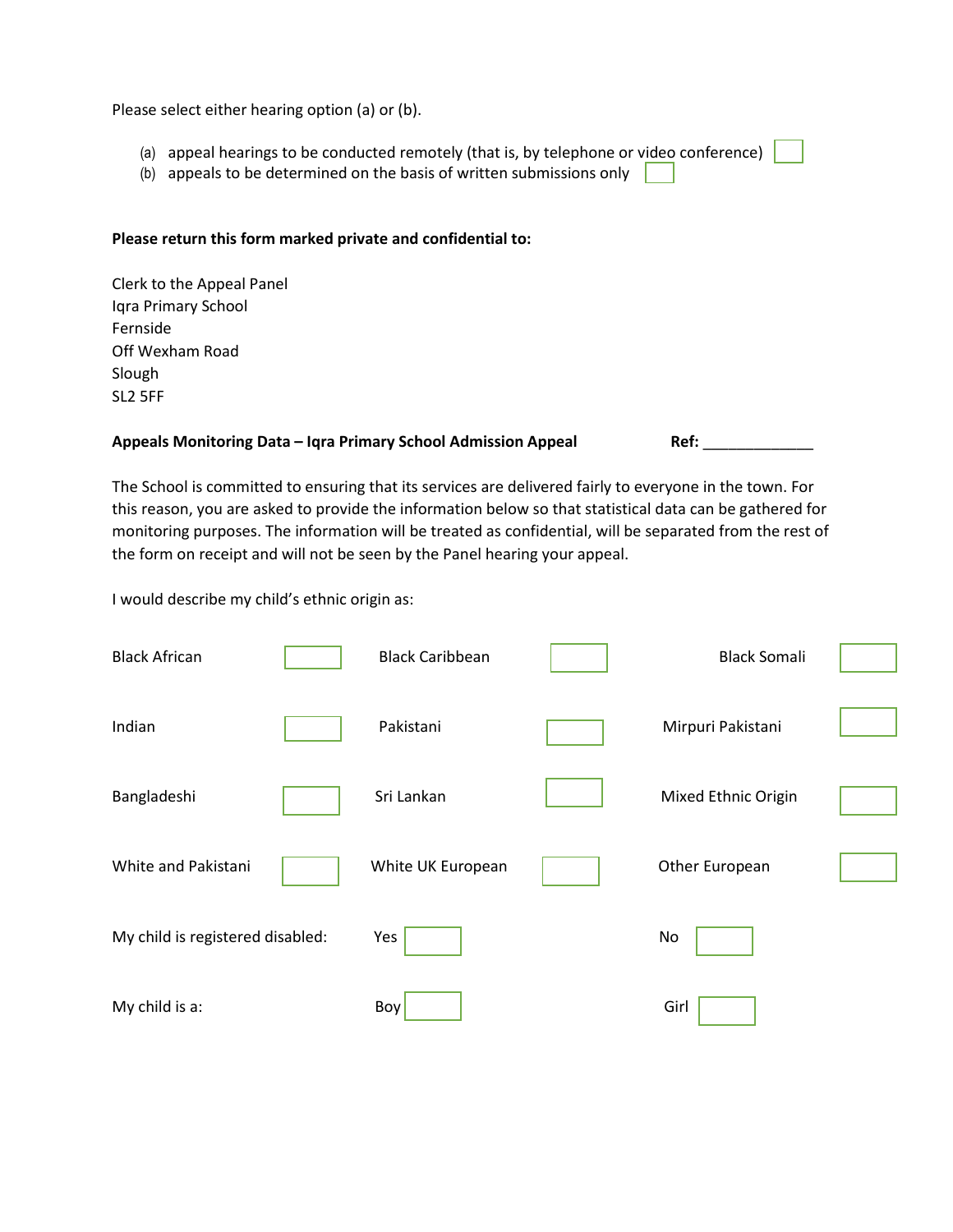Please select either hearing option (a) or (b).

(a) appeal hearings to be conducted remotely (that is, by telephone or video conference) ☐
(b) appeals to be determined on the basis of written submissions only ☐

**Please return this form marked private and confidential to:**

Clerk to the Appeal Panel
Iqra Primary School
Fernside
Off Wexham Road
Slough
SL2 5FF

**Appeals Monitoring Data – Iqra Primary School Admission Appeal** **Ref:** _____________

The School is committed to ensuring that its services are delivered fairly to everyone in the town. For this reason, you are asked to provide the information below so that statistical data can be gathered for monitoring purposes. The information will be treated as confidential, will be separated from the rest of the form on receipt and will not be seen by the Panel hearing your appeal.

I would describe my child's ethnic origin as:

| | | | | | |
|---|---|---|---|---|---|
| Black African | ☐ | Black Caribbean | ☐ | Black Somali | ☐ |
| Indian | ☐ | Pakistani | ☐ | Mirpuri Pakistani | ☐ |
| Bangladeshi | ☐ | Sri Lankan | ☐ | Mixed Ethnic Origin | ☐ |
| White and Pakistani | ☐ | White UK European | ☐ | Other European | ☐ |

My child is registered disabled: Yes ☐ No ☐

My child is a: Boy ☐ Girl ☐